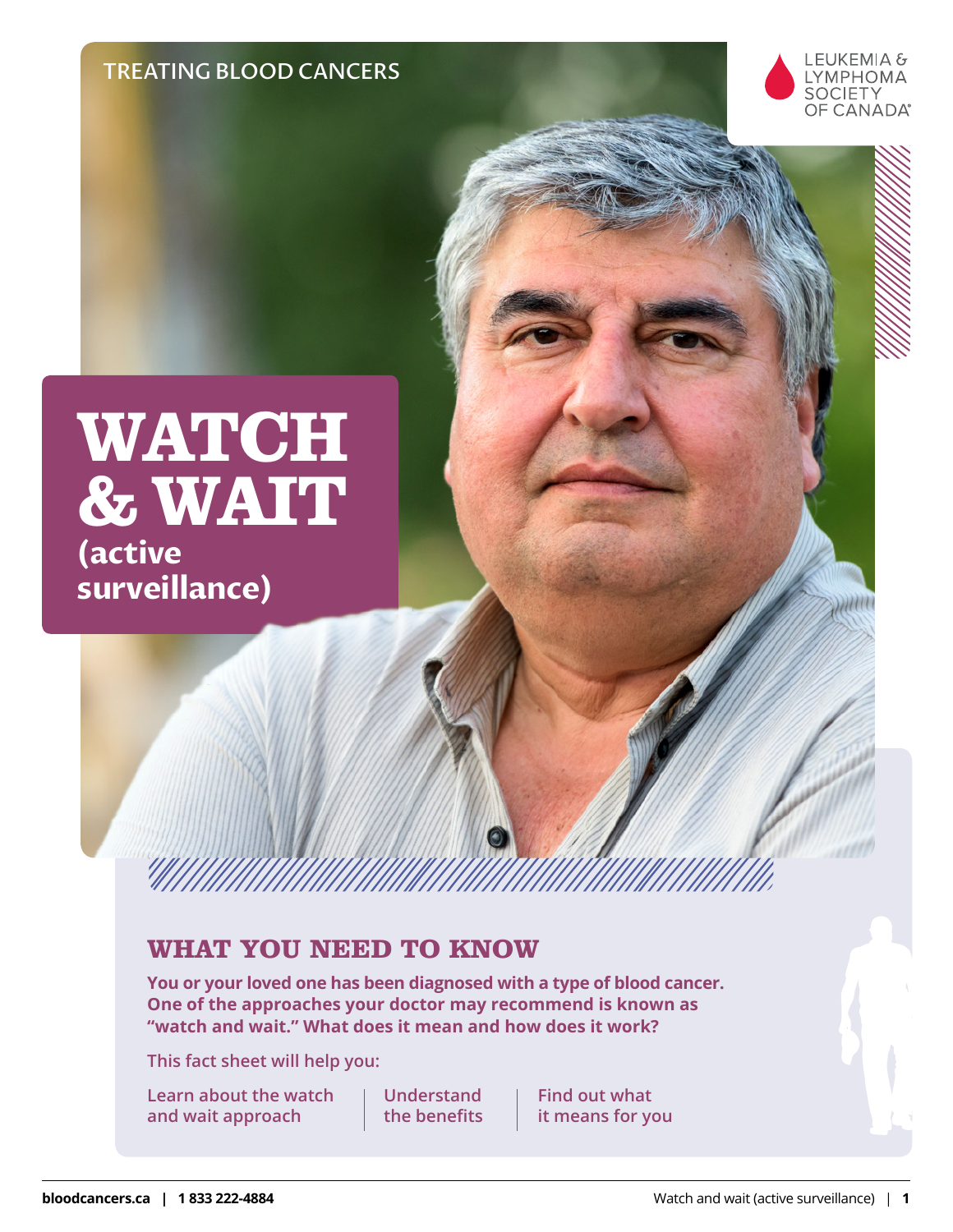TREATING BLOOD CANCERS

LEUKEMIA & LYMPHOMA SOCIETY OF CANADA

# WATCH & WAIT (active surveillance)

## WHAT YOU NEED TO KNOW

**You or your loved one has been diagnosed with a type of blood cancer. One of the approaches your doctor may recommend is known as "watch and wait." What does it mean and how does it work?**

This fact sheet will help you:

- Learn about the watch and wait approach
- Understand the benefits
- Find out what it means for you

**bloodcancers.ca | 1 833 222-4884**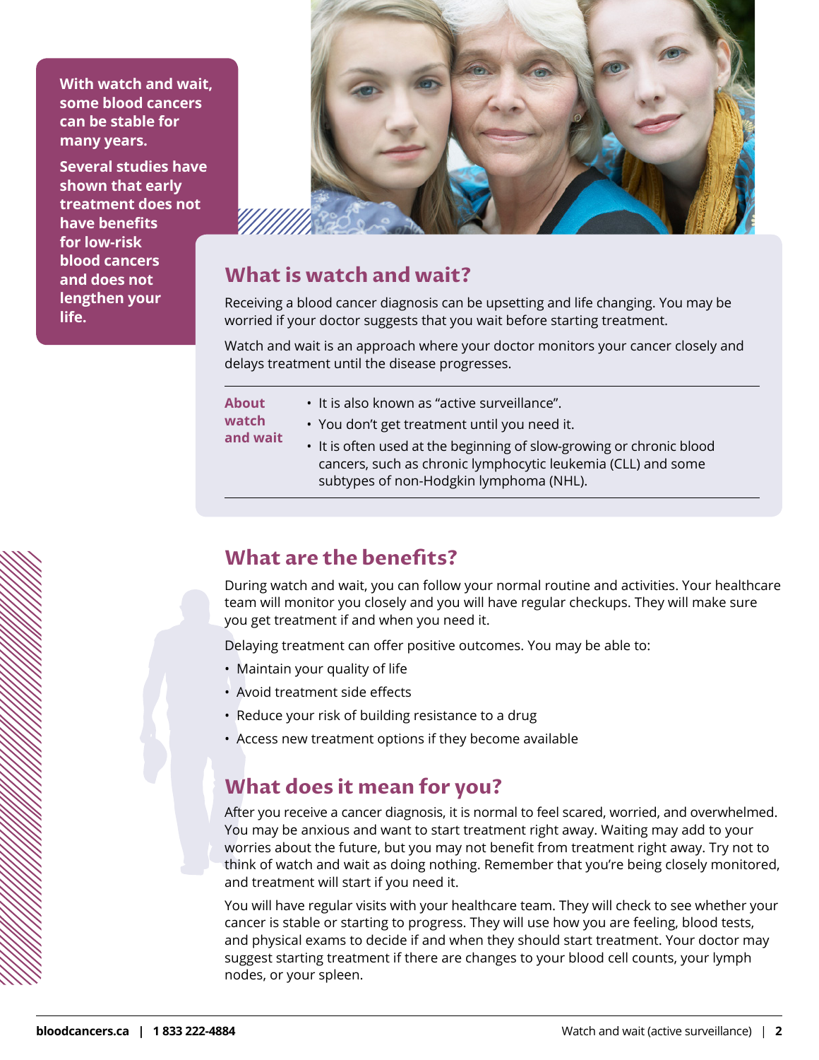**With watch and wait, some blood cancers can be stable for many years.**

**Several studies have shown that early treatment does not have benefits for low-risk blood cancers and does not lengthen your life.**

## What is watch and wait?

Receiving a blood cancer diagnosis can be upsetting and life changing. You may be worried if your doctor suggests that you wait before starting treatment.

Watch and wait is an approach where your doctor monitors your cancer closely and delays treatment until the disease progresses.

**About watch and wait**

- It is also known as "active surveillance".
- You don't get treatment until you need it.
- It is often used at the beginning of slow-growing or chronic blood cancers, such as chronic lymphocytic leukemia (CLL) and some subtypes of non-Hodgkin lymphoma (NHL).

## What are the benefits?

During watch and wait, you can follow your normal routine and activities. Your healthcare team will monitor you closely and you will have regular checkups. They will make sure you get treatment if and when you need it.

Delaying treatment can offer positive outcomes. You may be able to:

- Maintain your quality of life
- Avoid treatment side effects
- Reduce your risk of building resistance to a drug
- Access new treatment options if they become available

## What does it mean for you?

After you receive a cancer diagnosis, it is normal to feel scared, worried, and overwhelmed. You may be anxious and want to start treatment right away. Waiting may add to your worries about the future, but you may not benefit from treatment right away. Try not to think of watch and wait as doing nothing. Remember that you're being closely monitored, and treatment will start if you need it.

You will have regular visits with your healthcare team. They will check to see whether your cancer is stable or starting to progress. They will use how you are feeling, blood tests, and physical exams to decide if and when they should start treatment. Your doctor may suggest starting treatment if there are changes to your blood cell counts, your lymph nodes, or your spleen.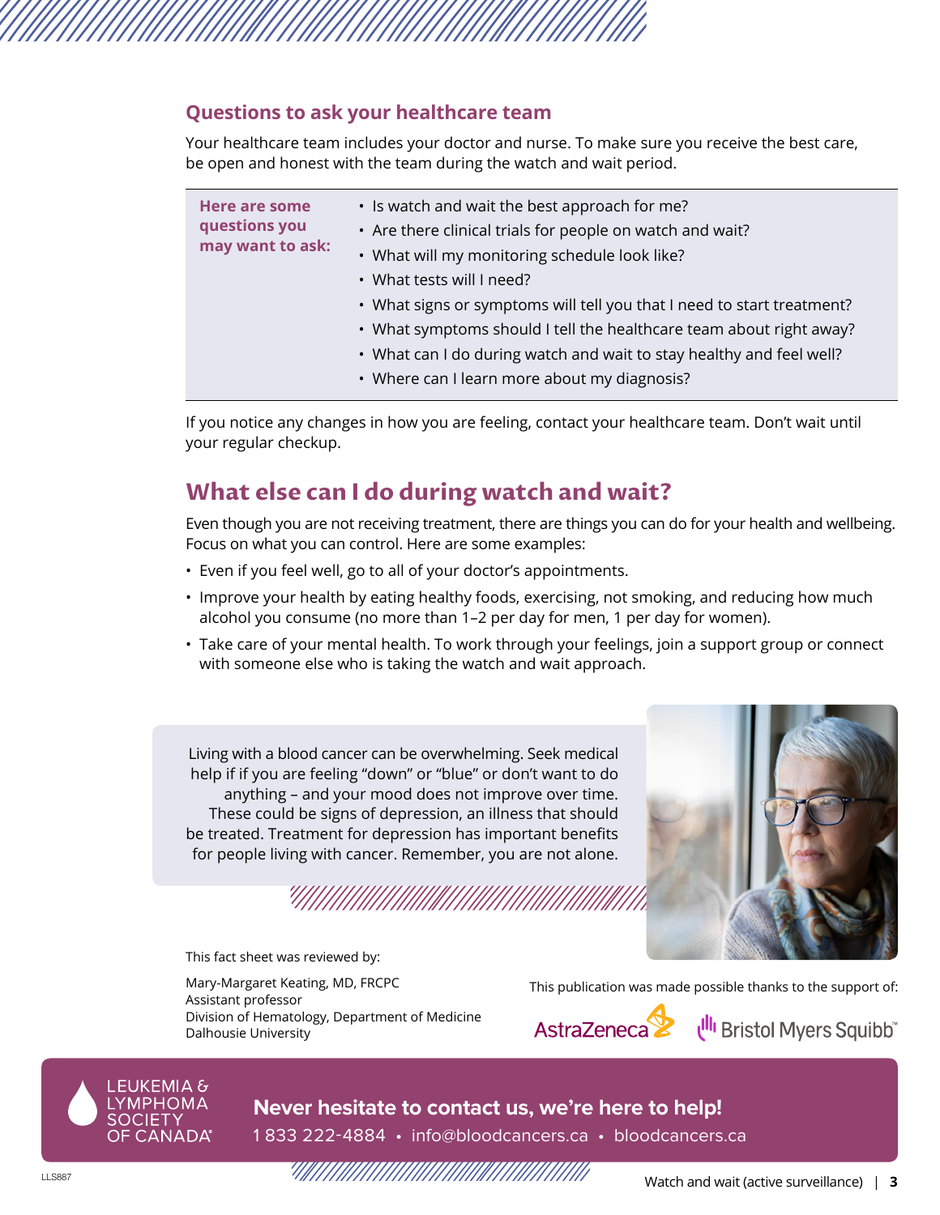## Questions to ask your healthcare team

Your healthcare team includes your doctor and nurse. To make sure you receive the best care, be open and honest with the team during the watch and wait period.

**Here are some questions you may want to ask:**

- Is watch and wait the best approach for me?
- Are there clinical trials for people on watch and wait?
- What will my monitoring schedule look like?
- What tests will I need?
- What signs or symptoms will tell you that I need to start treatment?
- What symptoms should I tell the healthcare team about right away?
- What can I do during watch and wait to stay healthy and feel well?
- Where can I learn more about my diagnosis?

If you notice any changes in how you are feeling, contact your healthcare team. Don't wait until your regular checkup.

# What else can I do during watch and wait?

Even though you are not receiving treatment, there are things you can do for your health and wellbeing. Focus on what you can control. Here are some examples:

- Even if you feel well, go to all of your doctor's appointments.
- Improve your health by eating healthy foods, exercising, not smoking, and reducing how much alcohol you consume (no more than 1–2 per day for men, 1 per day for women).
- Take care of your mental health. To work through your feelings, join a support group or connect with someone else who is taking the watch and wait approach.

Living with a blood cancer can be overwhelming. Seek medical help if if you are feeling "down" or "blue" or don't want to do anything – and your mood does not improve over time. These could be signs of depression, an illness that should be treated. Treatment for depression has important benefits for people living with cancer. Remember, you are not alone.

This fact sheet was reviewed by:

Mary-Margaret Keating, MD, FRCPC
Assistant professor
Division of Hematology, Department of Medicine
Dalhousie University

This publication was made possible thanks to the support of:

AstraZeneca Bristol Myers Squibb™

LEUKEMIA & LYMPHOMA SOCIETY OF CANADA®

**Never hesitate to contact us, we're here to help!**

1 833 222-4884 • info@bloodcancers.ca • bloodcancers.ca

LLS887